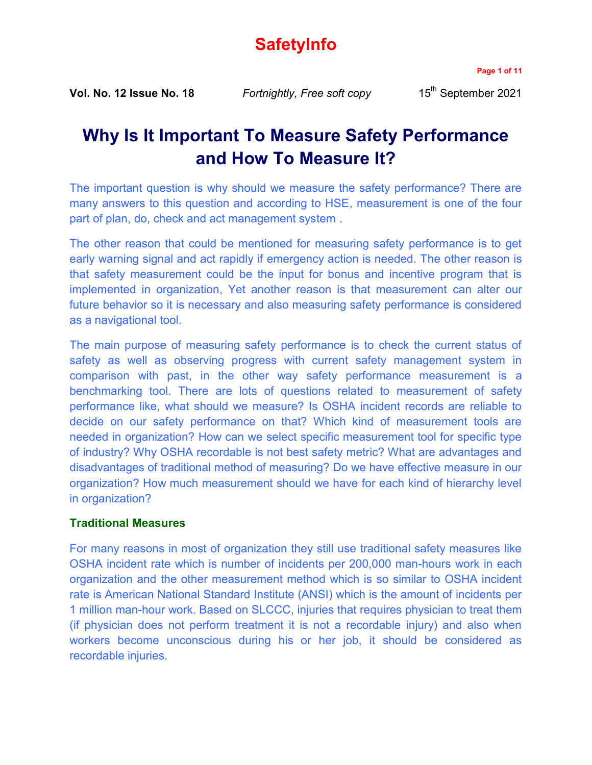# SafetyInfo

**Vol. No. 12 Issue No. 18** *Fortnightly, Free soft copy* 15th September 2021

## Why Is It Important To Measure Safety Performance and How To Measure It?

The important question is why should we measure the safety performance? There are many answers to this question and according to HSE, measurement is one of the four part of plan, do, check and act management system .

The other reason that could be mentioned for measuring safety performance is to get early warning signal and act rapidly if emergency action is needed. The other reason is that safety measurement could be the input for bonus and incentive program that is implemented in organization, Yet another reason is that measurement can alter our future behavior so it is necessary and also measuring safety performance is considered as a navigational tool.

The main purpose of measuring safety performance is to check the current status of safety as well as observing progress with current safety management system in comparison with past, in the other way safety performance measurement is a benchmarking tool. There are lots of questions related to measurement of safety performance like, what should we measure? Is OSHA incident records are reliable to decide on our safety performance on that? Which kind of measurement tools are needed in organization? How can we select specific measurement tool for specific type of industry? Why OSHA recordable is not best safety metric? What are advantages and disadvantages of traditional method of measuring? Do we have effective measure in our organization? How much measurement should we have for each kind of hierarchy level in organization?

### Traditional Measures

For many reasons in most of organization they still use traditional safety measures like OSHA incident rate which is number of incidents per 200,000 man-hours work in each organization and the other measurement method which is so similar to OSHA incident rate is American National Standard Institute (ANSI) which is the amount of incidents per 1 million man-hour work. Based on SLCCC, injuries that requires physician to treat them (if physician does not perform treatment it is not a recordable injury) and also when workers become unconscious during his or her job, it should be considered as recordable injuries.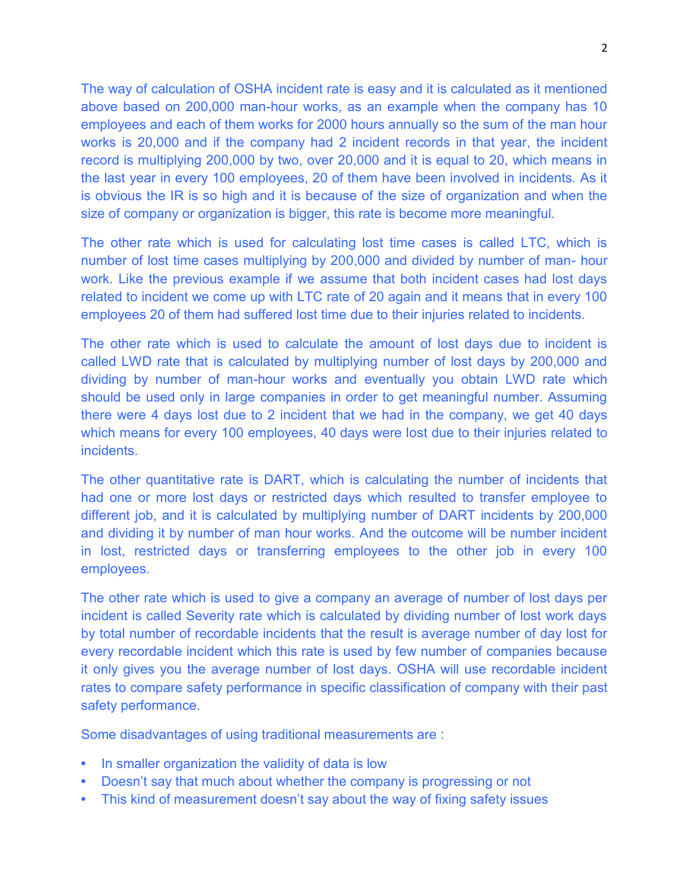The way of calculation of OSHA incident rate is easy and it is calculated as it mentioned above based on 200,000 man-hour works, as an example when the company has 10 employees and each of them works for 2000 hours annually so the sum of the man hour works is 20,000 and if the company had 2 incident records in that year, the incident record is multiplying 200,000 by two, over 20,000 and it is equal to 20, which means in the last year in every 100 employees, 20 of them have been involved in incidents. As it is obvious the IR is so high and it is because of the size of organization and when the size of company or organization is bigger, this rate is become more meaningful.

The other rate which is used for calculating lost time cases is called LTC, which is number of lost time cases multiplying by 200,000 and divided by number of man- hour work. Like the previous example if we assume that both incident cases had lost days related to incident we come up with LTC rate of 20 again and it means that in every 100 employees 20 of them had suffered lost time due to their injuries related to incidents.

The other rate which is used to calculate the amount of lost days due to incident is called LWD rate that is calculated by multiplying number of lost days by 200,000 and dividing by number of man-hour works and eventually you obtain LWD rate which should be used only in large companies in order to get meaningful number. Assuming there were 4 days lost due to 2 incident that we had in the company, we get 40 days which means for every 100 employees, 40 days were lost due to their injuries related to incidents.

The other quantitative rate is DART, which is calculating the number of incidents that had one or more lost days or restricted days which resulted to transfer employee to different job, and it is calculated by multiplying number of DART incidents by 200,000 and dividing it by number of man hour works. And the outcome will be number incident in lost, restricted days or transferring employees to the other job in every 100 employees.

The other rate which is used to give a company an average of number of lost days per incident is called Severity rate which is calculated by dividing number of lost work days by total number of recordable incidents that the result is average number of day lost for every recordable incident which this rate is used by few number of companies because it only gives you the average number of lost days. OSHA will use recordable incident rates to compare safety performance in specific classification of company with their past safety performance.

Some disadvantages of using traditional measurements are :

- In smaller organization the validity of data is low
- Doesn't say that much about whether the company is progressing or not
- This kind of measurement doesn't say about the way of fixing safety issues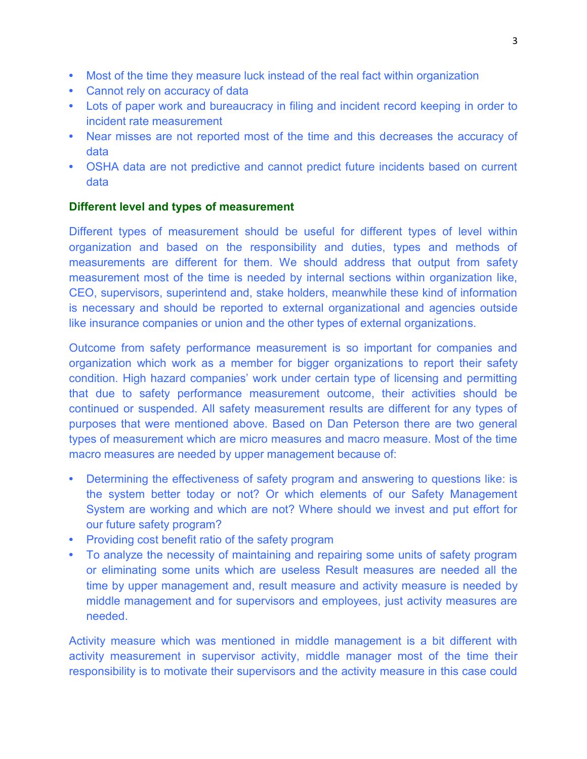- Most of the time they measure luck instead of the real fact within organization
- Cannot rely on accuracy of data
- Lots of paper work and bureaucracy in filing and incident record keeping in order to incident rate measurement
- Near misses are not reported most of the time and this decreases the accuracy of data
- OSHA data are not predictive and cannot predict future incidents based on current data

**Different level and types of measurement**

Different types of measurement should be useful for different types of level within organization and based on the responsibility and duties, types and methods of measurements are different for them. We should address that output from safety measurement most of the time is needed by internal sections within organization like, CEO, supervisors, superintend and, stake holders, meanwhile these kind of information is necessary and should be reported to external organizational and agencies outside like insurance companies or union and the other types of external organizations.

Outcome from safety performance measurement is so important for companies and organization which work as a member for bigger organizations to report their safety condition. High hazard companies' work under certain type of licensing and permitting that due to safety performance measurement outcome, their activities should be continued or suspended. All safety measurement results are different for any types of purposes that were mentioned above. Based on Dan Peterson there are two general types of measurement which are micro measures and macro measure. Most of the time macro measures are needed by upper management because of:

- Determining the effectiveness of safety program and answering to questions like: is the system better today or not? Or which elements of our Safety Management System are working and which are not? Where should we invest and put effort for our future safety program?
- Providing cost benefit ratio of the safety program
- To analyze the necessity of maintaining and repairing some units of safety program or eliminating some units which are useless Result measures are needed all the time by upper management and, result measure and activity measure is needed by middle management and for supervisors and employees, just activity measures are needed.

Activity measure which was mentioned in middle management is a bit different with activity measurement in supervisor activity, middle manager most of the time their responsibility is to motivate their supervisors and the activity measure in this case could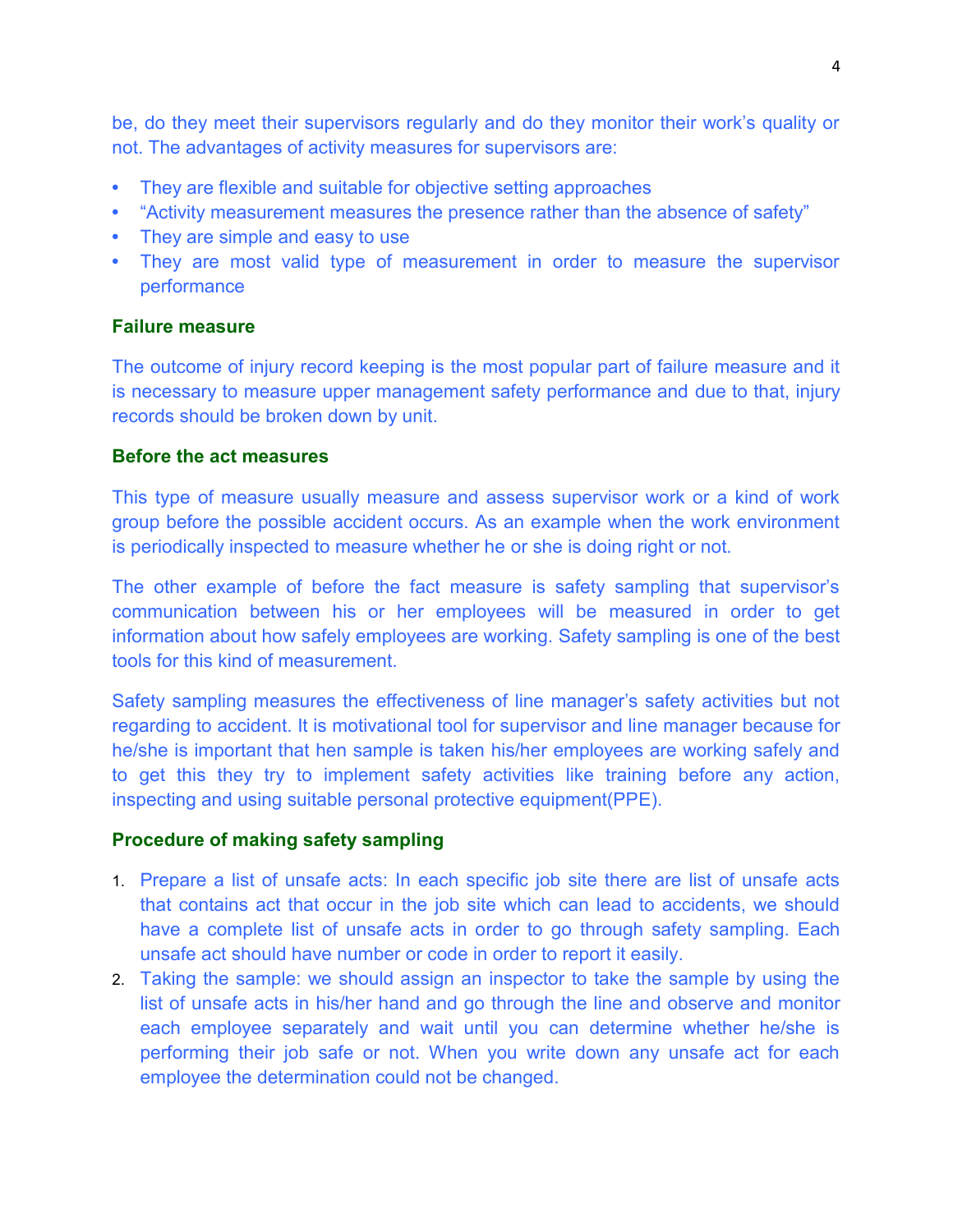be, do they meet their supervisors regularly and do they monitor their work's quality or not. The advantages of activity measures for supervisors are:

- They are flexible and suitable for objective setting approaches
- "Activity measurement measures the presence rather than the absence of safety"
- They are simple and easy to use
- They are most valid type of measurement in order to measure the supervisor performance

### Failure measure

The outcome of injury record keeping is the most popular part of failure measure and it is necessary to measure upper management safety performance and due to that, injury records should be broken down by unit.

### Before the act measures

This type of measure usually measure and assess supervisor work or a kind of work group before the possible accident occurs. As an example when the work environment is periodically inspected to measure whether he or she is doing right or not.

The other example of before the fact measure is safety sampling that supervisor's communication between his or her employees will be measured in order to get information about how safely employees are working. Safety sampling is one of the best tools for this kind of measurement.

Safety sampling measures the effectiveness of line manager's safety activities but not regarding to accident. It is motivational tool for supervisor and line manager because for he/she is important that hen sample is taken his/her employees are working safely and to get this they try to implement safety activities like training before any action, inspecting and using suitable personal protective equipment(PPE).

### Procedure of making safety sampling

1. Prepare a list of unsafe acts: In each specific job site there are list of unsafe acts that contains act that occur in the job site which can lead to accidents, we should have a complete list of unsafe acts in order to go through safety sampling. Each unsafe act should have number or code in order to report it easily.
2. Taking the sample: we should assign an inspector to take the sample by using the list of unsafe acts in his/her hand and go through the line and observe and monitor each employee separately and wait until you can determine whether he/she is performing their job safe or not. When you write down any unsafe act for each employee the determination could not be changed.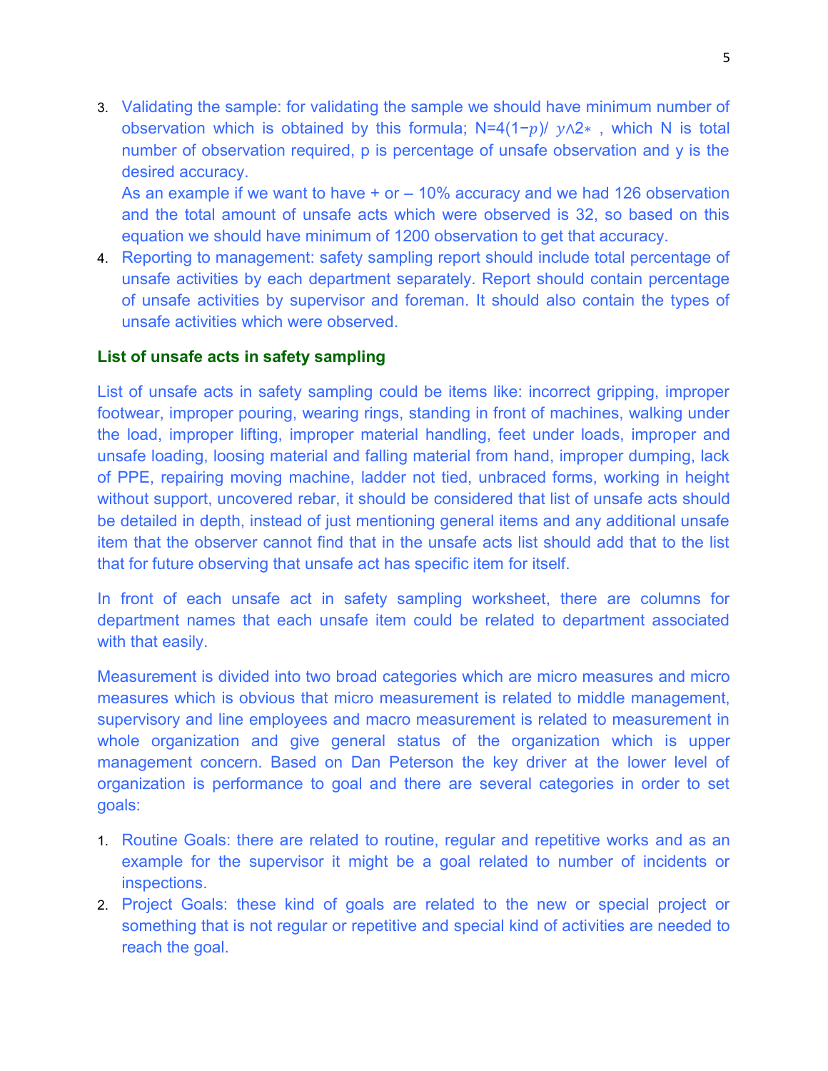3. Validating the sample: for validating the sample we should have minimum number of observation which is obtained by this formula; N=4(1−$p$)/ $y$∧2∗ , which N is total number of observation required, p is percentage of unsafe observation and y is the desired accuracy.

   As an example if we want to have + or – 10% accuracy and we had 126 observation and the total amount of unsafe acts which were observed is 32, so based on this equation we should have minimum of 1200 observation to get that accuracy.
4. Reporting to management: safety sampling report should include total percentage of unsafe activities by each department separately. Report should contain percentage of unsafe activities by supervisor and foreman. It should also contain the types of unsafe activities which were observed.

**List of unsafe acts in safety sampling**

List of unsafe acts in safety sampling could be items like: incorrect gripping, improper footwear, improper pouring, wearing rings, standing in front of machines, walking under the load, improper lifting, improper material handling, feet under loads, improper and unsafe loading, loosing material and falling material from hand, improper dumping, lack of PPE, repairing moving machine, ladder not tied, unbraced forms, working in height without support, uncovered rebar, it should be considered that list of unsafe acts should be detailed in depth, instead of just mentioning general items and any additional unsafe item that the observer cannot find that in the unsafe acts list should add that to the list that for future observing that unsafe act has specific item for itself.

In front of each unsafe act in safety sampling worksheet, there are columns for department names that each unsafe item could be related to department associated with that easily.

Measurement is divided into two broad categories which are micro measures and micro measures which is obvious that micro measurement is related to middle management, supervisory and line employees and macro measurement is related to measurement in whole organization and give general status of the organization which is upper management concern. Based on Dan Peterson the key driver at the lower level of organization is performance to goal and there are several categories in order to set goals:

1. Routine Goals: there are related to routine, regular and repetitive works and as an example for the supervisor it might be a goal related to number of incidents or inspections.
2. Project Goals: these kind of goals are related to the new or special project or something that is not regular or repetitive and special kind of activities are needed to reach the goal.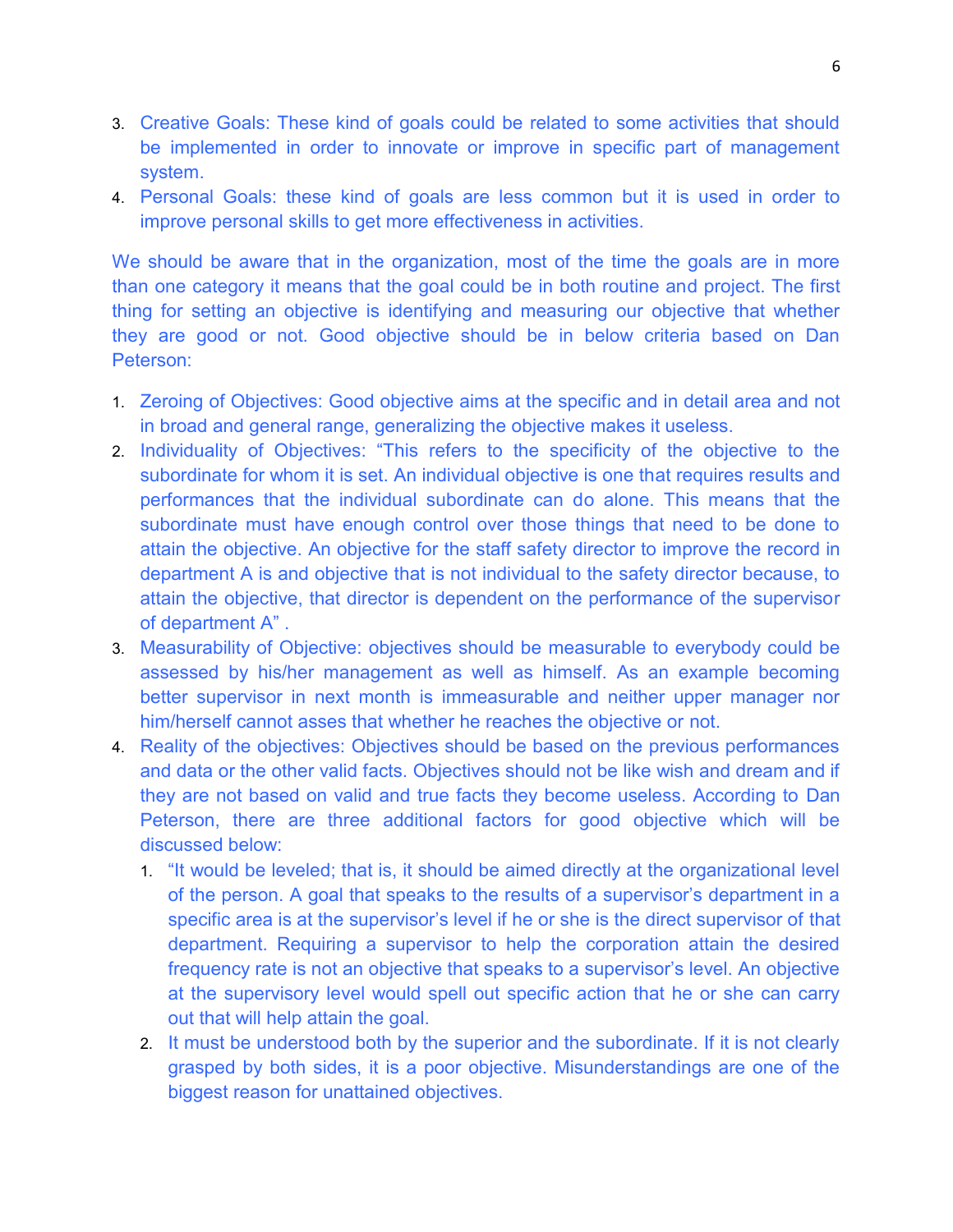3. Creative Goals: These kind of goals could be related to some activities that should be implemented in order to innovate or improve in specific part of management system.
4. Personal Goals: these kind of goals are less common but it is used in order to improve personal skills to get more effectiveness in activities.

We should be aware that in the organization, most of the time the goals are in more than one category it means that the goal could be in both routine and project. The first thing for setting an objective is identifying and measuring our objective that whether they are good or not. Good objective should be in below criteria based on Dan Peterson:

1. Zeroing of Objectives: Good objective aims at the specific and in detail area and not in broad and general range, generalizing the objective makes it useless.
2. Individuality of Objectives: "This refers to the specificity of the objective to the subordinate for whom it is set. An individual objective is one that requires results and performances that the individual subordinate can do alone. This means that the subordinate must have enough control over those things that need to be done to attain the objective. An objective for the staff safety director to improve the record in department A is and objective that is not individual to the safety director because, to attain the objective, that director is dependent on the performance of the supervisor of department A" .
3. Measurability of Objective: objectives should be measurable to everybody could be assessed by his/her management as well as himself. As an example becoming better supervisor in next month is immeasurable and neither upper manager nor him/herself cannot asses that whether he reaches the objective or not.
4. Reality of the objectives: Objectives should be based on the previous performances and data or the other valid facts. Objectives should not be like wish and dream and if they are not based on valid and true facts they become useless. According to Dan Peterson, there are three additional factors for good objective which will be discussed below:
    1. "It would be leveled; that is, it should be aimed directly at the organizational level of the person. A goal that speaks to the results of a supervisor's department in a specific area is at the supervisor's level if he or she is the direct supervisor of that department. Requiring a supervisor to help the corporation attain the desired frequency rate is not an objective that speaks to a supervisor's level. An objective at the supervisory level would spell out specific action that he or she can carry out that will help attain the goal.
    2. It must be understood both by the superior and the subordinate. If it is not clearly grasped by both sides, it is a poor objective. Misunderstandings are one of the biggest reason for unattained objectives.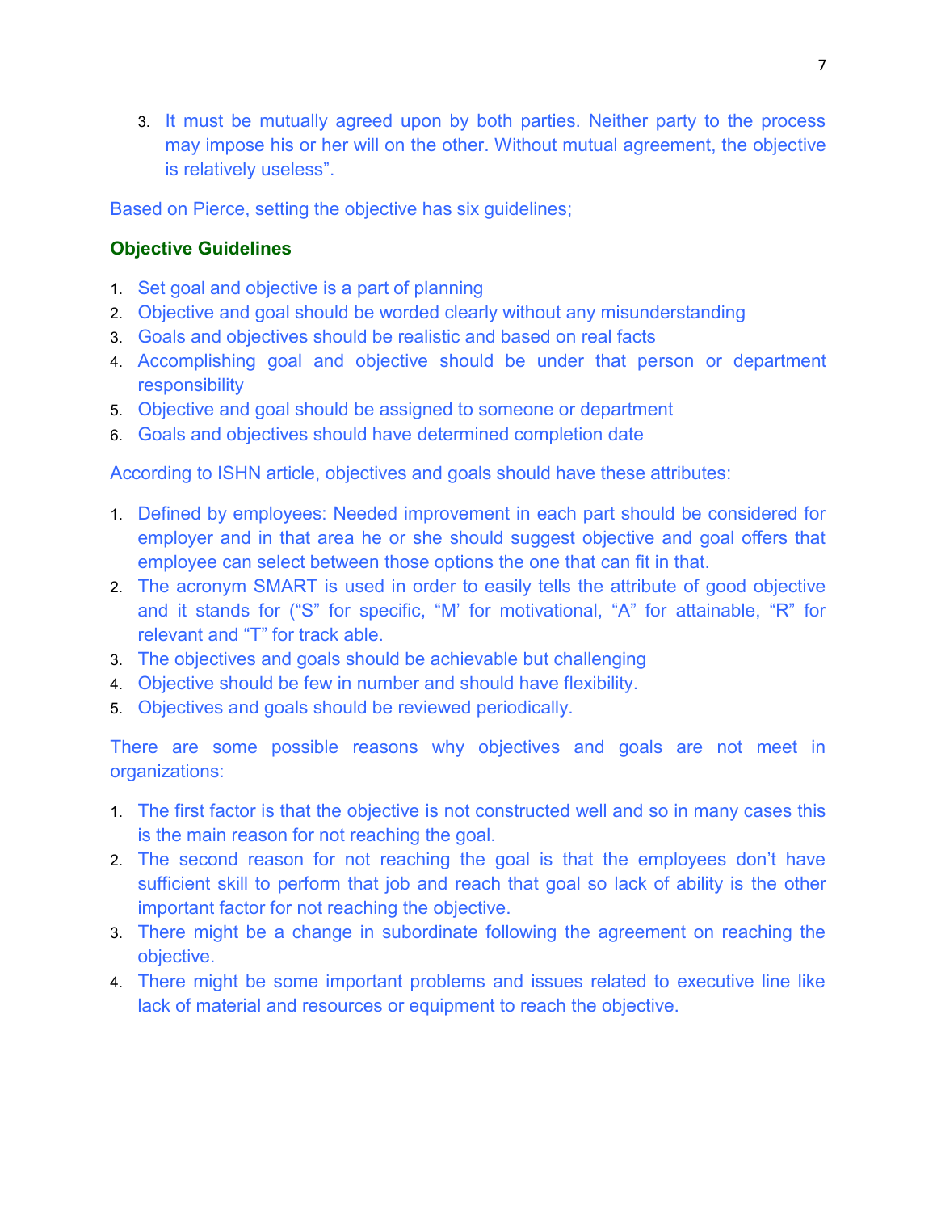3. It must be mutually agreed upon by both parties. Neither party to the process may impose his or her will on the other. Without mutual agreement, the objective is relatively useless".

Based on Pierce, setting the objective has six guidelines;

**Objective Guidelines**

1. Set goal and objective is a part of planning
2. Objective and goal should be worded clearly without any misunderstanding
3. Goals and objectives should be realistic and based on real facts
4. Accomplishing goal and objective should be under that person or department responsibility
5. Objective and goal should be assigned to someone or department
6. Goals and objectives should have determined completion date

According to ISHN article, objectives and goals should have these attributes:

1. Defined by employees: Needed improvement in each part should be considered for employer and in that area he or she should suggest objective and goal offers that employee can select between those options the one that can fit in that.
2. The acronym SMART is used in order to easily tells the attribute of good objective and it stands for ("S" for specific, "M' for motivational, "A" for attainable, "R" for relevant and "T" for track able.
3. The objectives and goals should be achievable but challenging
4. Objective should be few in number and should have flexibility.
5. Objectives and goals should be reviewed periodically.

There are some possible reasons why objectives and goals are not meet in organizations:

1. The first factor is that the objective is not constructed well and so in many cases this is the main reason for not reaching the goal.
2. The second reason for not reaching the goal is that the employees don't have sufficient skill to perform that job and reach that goal so lack of ability is the other important factor for not reaching the objective.
3. There might be a change in subordinate following the agreement on reaching the objective.
4. There might be some important problems and issues related to executive line like lack of material and resources or equipment to reach the objective.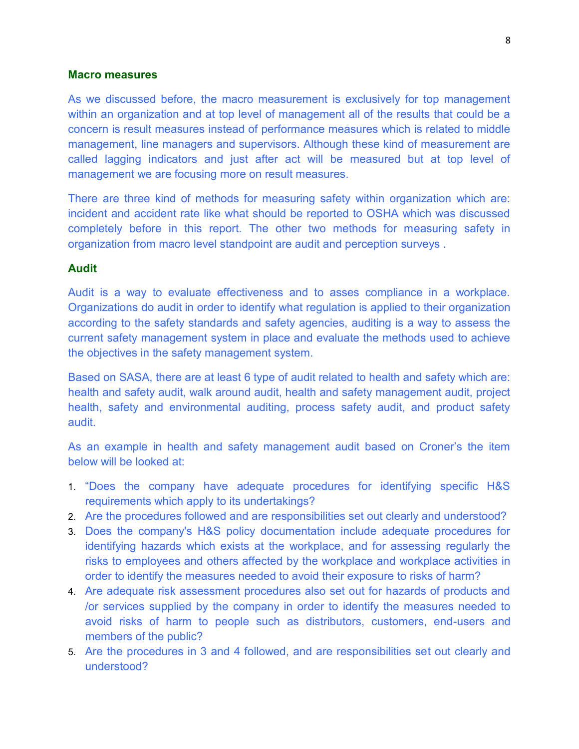**Macro measures**

As we discussed before, the macro measurement is exclusively for top management within an organization and at top level of management all of the results that could be a concern is result measures instead of performance measures which is related to middle management, line managers and supervisors. Although these kind of measurement are called lagging indicators and just after act will be measured but at top level of management we are focusing more on result measures.

There are three kind of methods for measuring safety within organization which are: incident and accident rate like what should be reported to OSHA which was discussed completely before in this report. The other two methods for measuring safety in organization from macro level standpoint are audit and perception surveys .

**Audit**

Audit is a way to evaluate effectiveness and to asses compliance in a workplace. Organizations do audit in order to identify what regulation is applied to their organization according to the safety standards and safety agencies, auditing is a way to assess the current safety management system in place and evaluate the methods used to achieve the objectives in the safety management system.

Based on SASA, there are at least 6 type of audit related to health and safety which are: health and safety audit, walk around audit, health and safety management audit, project health, safety and environmental auditing, process safety audit, and product safety audit.

As an example in health and safety management audit based on Croner's the item below will be looked at:

1. "Does the company have adequate procedures for identifying specific H&S requirements which apply to its undertakings?
2. Are the procedures followed and are responsibilities set out clearly and understood?
3. Does the company's H&S policy documentation include adequate procedures for identifying hazards which exists at the workplace, and for assessing regularly the risks to employees and others affected by the workplace and workplace activities in order to identify the measures needed to avoid their exposure to risks of harm?
4. Are adequate risk assessment procedures also set out for hazards of products and /or services supplied by the company in order to identify the measures needed to avoid risks of harm to people such as distributors, customers, end-users and members of the public?
5. Are the procedures in 3 and 4 followed, and are responsibilities set out clearly and understood?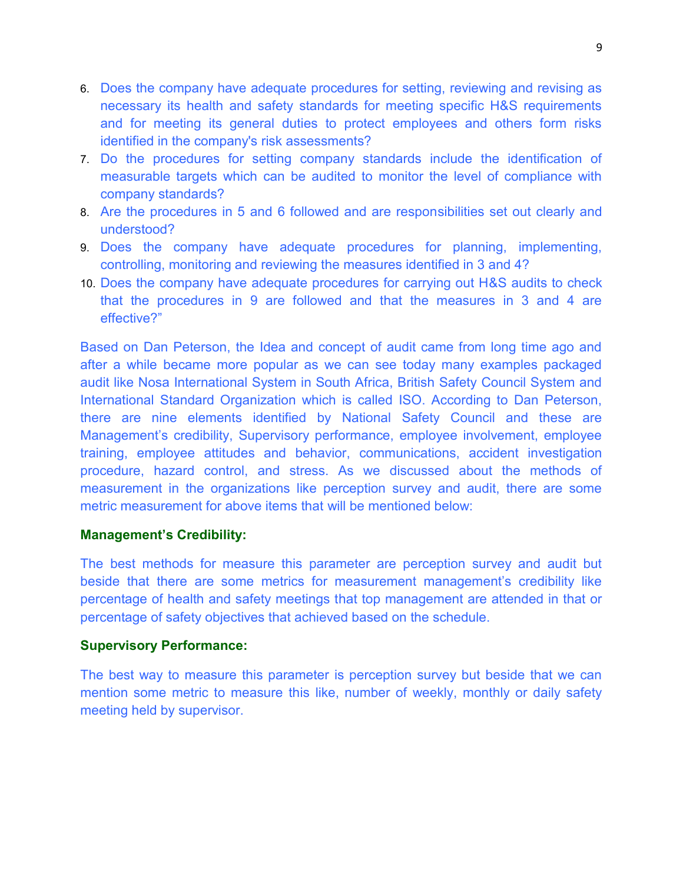6. Does the company have adequate procedures for setting, reviewing and revising as necessary its health and safety standards for meeting specific H&S requirements and for meeting its general duties to protect employees and others form risks identified in the company's risk assessments?
7. Do the procedures for setting company standards include the identification of measurable targets which can be audited to monitor the level of compliance with company standards?
8. Are the procedures in 5 and 6 followed and are responsibilities set out clearly and understood?
9. Does the company have adequate procedures for planning, implementing, controlling, monitoring and reviewing the measures identified in 3 and 4?
10. Does the company have adequate procedures for carrying out H&S audits to check that the procedures in 9 are followed and that the measures in 3 and 4 are effective?"

Based on Dan Peterson, the Idea and concept of audit came from long time ago and after a while became more popular as we can see today many examples packaged audit like Nosa International System in South Africa, British Safety Council System and International Standard Organization which is called ISO. According to Dan Peterson, there are nine elements identified by National Safety Council and these are Management's credibility, Supervisory performance, employee involvement, employee training, employee attitudes and behavior, communications, accident investigation procedure, hazard control, and stress. As we discussed about the methods of measurement in the organizations like perception survey and audit, there are some metric measurement for above items that will be mentioned below:

**Management's Credibility:**

The best methods for measure this parameter are perception survey and audit but beside that there are some metrics for measurement management's credibility like percentage of health and safety meetings that top management are attended in that or percentage of safety objectives that achieved based on the schedule.

**Supervisory Performance:**

The best way to measure this parameter is perception survey but beside that we can mention some metric to measure this like, number of weekly, monthly or daily safety meeting held by supervisor.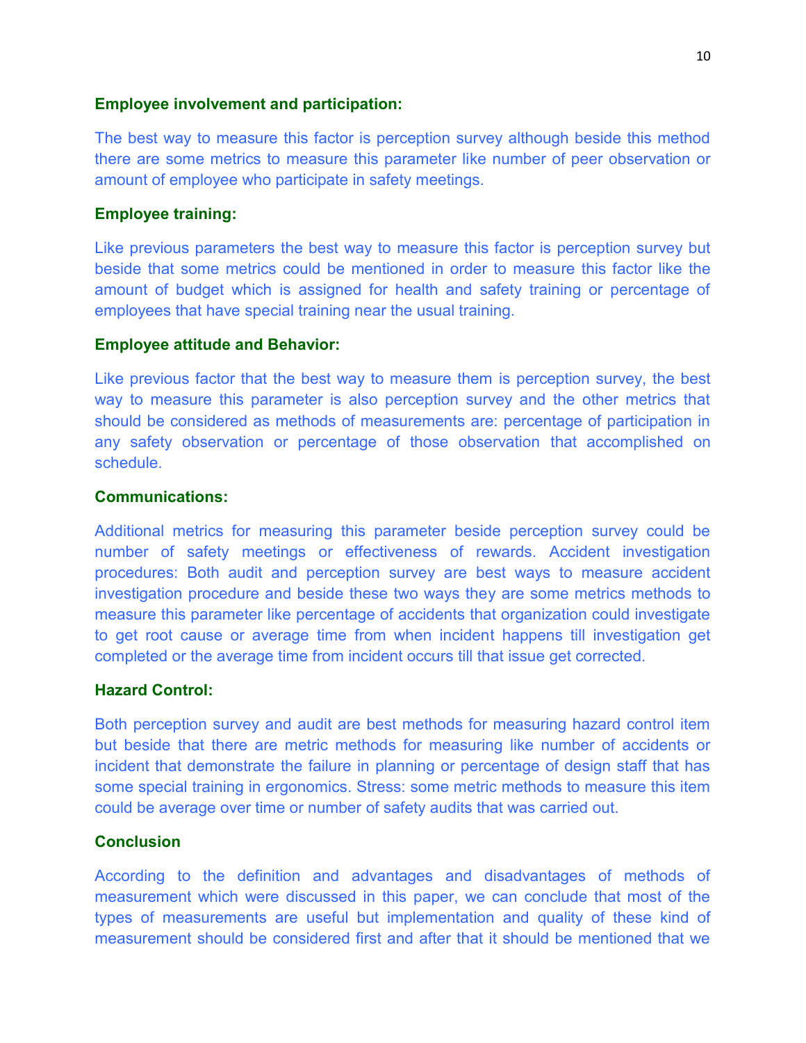**Employee involvement and participation:**

The best way to measure this factor is perception survey although beside this method there are some metrics to measure this parameter like number of peer observation or amount of employee who participate in safety meetings.

**Employee training:**

Like previous parameters the best way to measure this factor is perception survey but beside that some metrics could be mentioned in order to measure this factor like the amount of budget which is assigned for health and safety training or percentage of employees that have special training near the usual training.

**Employee attitude and Behavior:**

Like previous factor that the best way to measure them is perception survey, the best way to measure this parameter is also perception survey and the other metrics that should be considered as methods of measurements are: percentage of participation in any safety observation or percentage of those observation that accomplished on schedule.

**Communications:**

Additional metrics for measuring this parameter beside perception survey could be number of safety meetings or effectiveness of rewards. Accident investigation procedures: Both audit and perception survey are best ways to measure accident investigation procedure and beside these two ways they are some metrics methods to measure this parameter like percentage of accidents that organization could investigate to get root cause or average time from when incident happens till investigation get completed or the average time from incident occurs till that issue get corrected.

**Hazard Control:**

Both perception survey and audit are best methods for measuring hazard control item but beside that there are metric methods for measuring like number of accidents or incident that demonstrate the failure in planning or percentage of design staff that has some special training in ergonomics. Stress: some metric methods to measure this item could be average over time or number of safety audits that was carried out.

**Conclusion**

According to the definition and advantages and disadvantages of methods of measurement which were discussed in this paper, we can conclude that most of the types of measurements are useful but implementation and quality of these kind of measurement should be considered first and after that it should be mentioned that we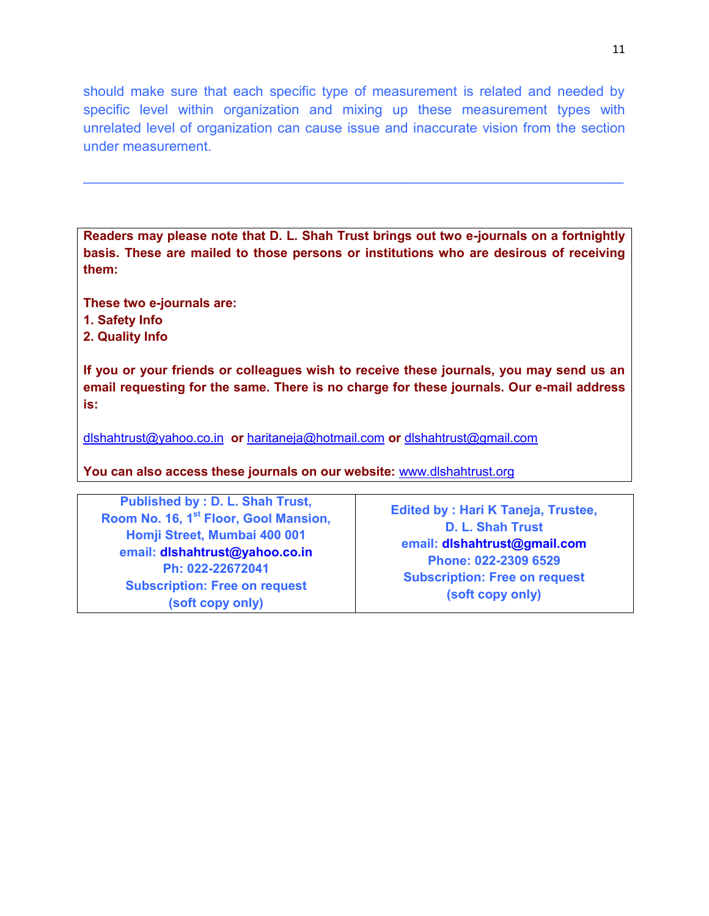should make sure that each specific type of measurement is related and needed by specific level within organization and mixing up these measurement types with unrelated level of organization can cause issue and inaccurate vision from the section under measurement.

---

**Readers may please note that D. L. Shah Trust brings out two e-journals on a fortnightly basis. These are mailed to those persons or institutions who are desirous of receiving them:**

**These two e-journals are:**
**1. Safety Info**
**2. Quality Info**

**If you or your friends or colleagues wish to receive these journals, you may send us an email requesting for the same. There is no charge for these journals. Our e-mail address is:**

dlshahtrust@yahoo.co.in **or** haritaneja@hotmail.com **or** dlshahtrust@gmail.com

**You can also access these journals on our website:** www.dlshahtrust.org

| | |
|---|---|
| **Published by : D. L. Shah Trust, Room No. 16, 1st Floor, Gool Mansion, Homji Street, Mumbai 400 001**<br>**email: dlshahtrust@yahoo.co.in**<br>**Ph: 022-22672041**<br>**Subscription: Free on request (soft copy only)** | **Edited by : Hari K Taneja, Trustee, D. L. Shah Trust**<br>**email: dlshahtrust@gmail.com**<br>**Phone: 022-2309 6529**<br>**Subscription: Free on request (soft copy only)** |